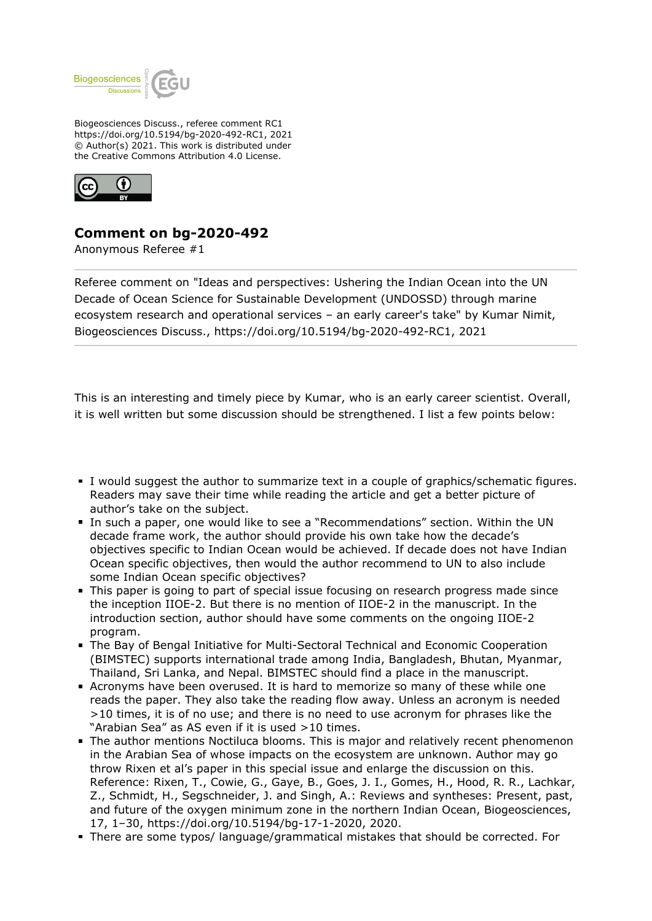Biogeosciences Discuss., referee comment RC1
https://doi.org/10.5194/bg-2020-492-RC1, 2021
© Author(s) 2021. This work is distributed under
the Creative Commons Attribution 4.0 License.

## Comment on bg-2020-492

Anonymous Referee #1

Referee comment on "Ideas and perspectives: Ushering the Indian Ocean into the UN Decade of Ocean Science for Sustainable Development (UNDOSSD) through marine ecosystem research and operational services – an early career's take" by Kumar Nimit, Biogeosciences Discuss., https://doi.org/10.5194/bg-2020-492-RC1, 2021

This is an interesting and timely piece by Kumar, who is an early career scientist. Overall, it is well written but some discussion should be strengthened. I list a few points below:

- I would suggest the author to summarize text in a couple of graphics/schematic figures. Readers may save their time while reading the article and get a better picture of author's take on the subject.
- In such a paper, one would like to see a "Recommendations" section. Within the UN decade frame work, the author should provide his own take how the decade's objectives specific to Indian Ocean would be achieved. If decade does not have Indian Ocean specific objectives, then would the author recommend to UN to also include some Indian Ocean specific objectives?
- This paper is going to part of special issue focusing on research progress made since the inception IIOE-2. But there is no mention of IIOE-2 in the manuscript. In the introduction section, author should have some comments on the ongoing IIOE-2 program.
- The Bay of Bengal Initiative for Multi-Sectoral Technical and Economic Cooperation (BIMSTEC) supports international trade among India, Bangladesh, Bhutan, Myanmar, Thailand, Sri Lanka, and Nepal. BIMSTEC should find a place in the manuscript.
- Acronyms have been overused. It is hard to memorize so many of these while one reads the paper. They also take the reading flow away. Unless an acronym is needed >10 times, it is of no use; and there is no need to use acronym for phrases like the "Arabian Sea" as AS even if it is used >10 times.
- The author mentions Noctiluca blooms. This is major and relatively recent phenomenon in the Arabian Sea of whose impacts on the ecosystem are unknown. Author may go throw Rixen et al's paper in this special issue and enlarge the discussion on this. Reference: Rixen, T., Cowie, G., Gaye, B., Goes, J. I., Gomes, H., Hood, R. R., Lachkar, Z., Schmidt, H., Segschneider, J. and Singh, A.: Reviews and syntheses: Present, past, and future of the oxygen minimum zone in the northern Indian Ocean, Biogeosciences, 17, 1–30, https://doi.org/10.5194/bg-17-1-2020, 2020.
- There are some typos/ language/grammatical mistakes that should be corrected. For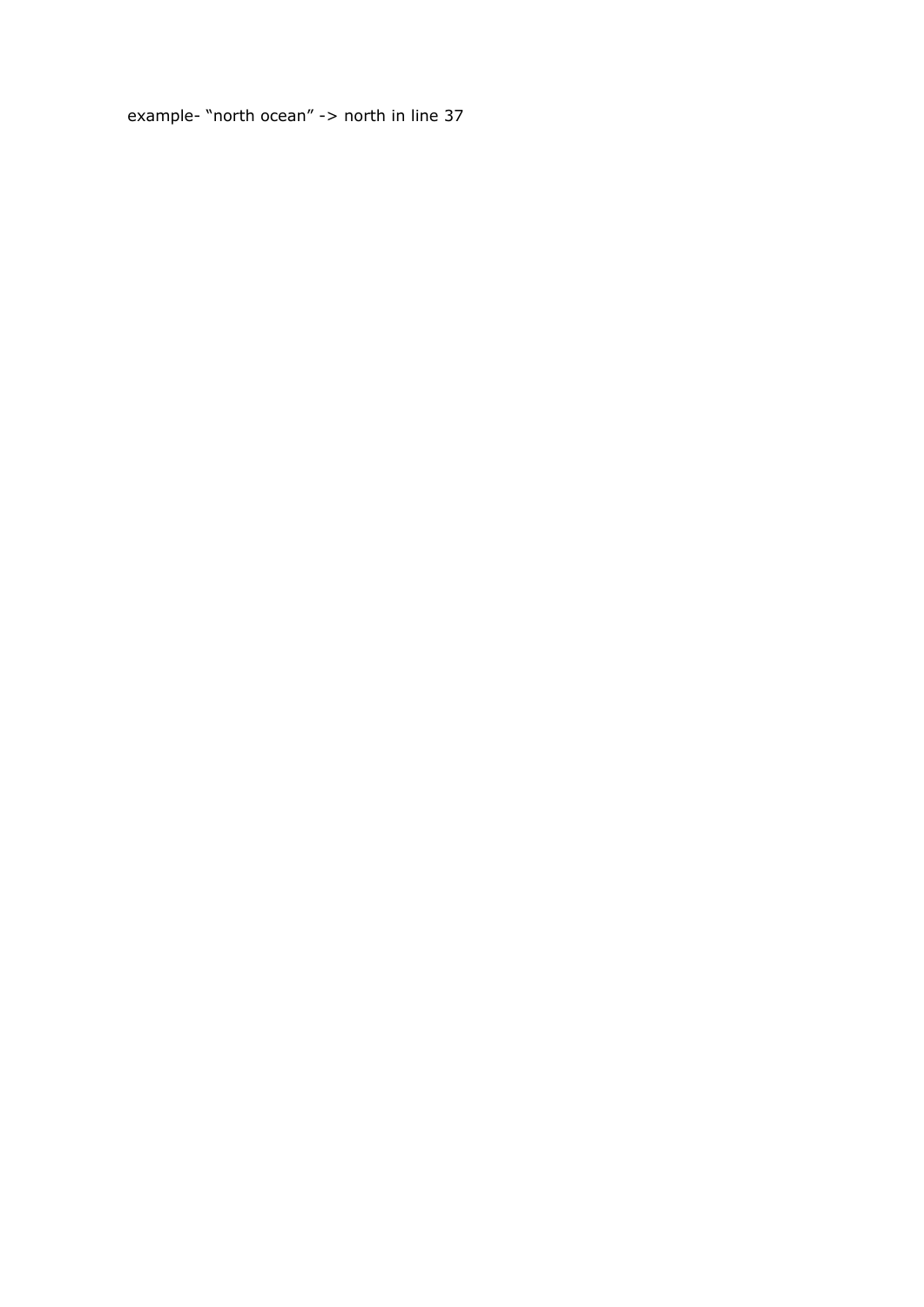example- “north ocean” -> north in line 37